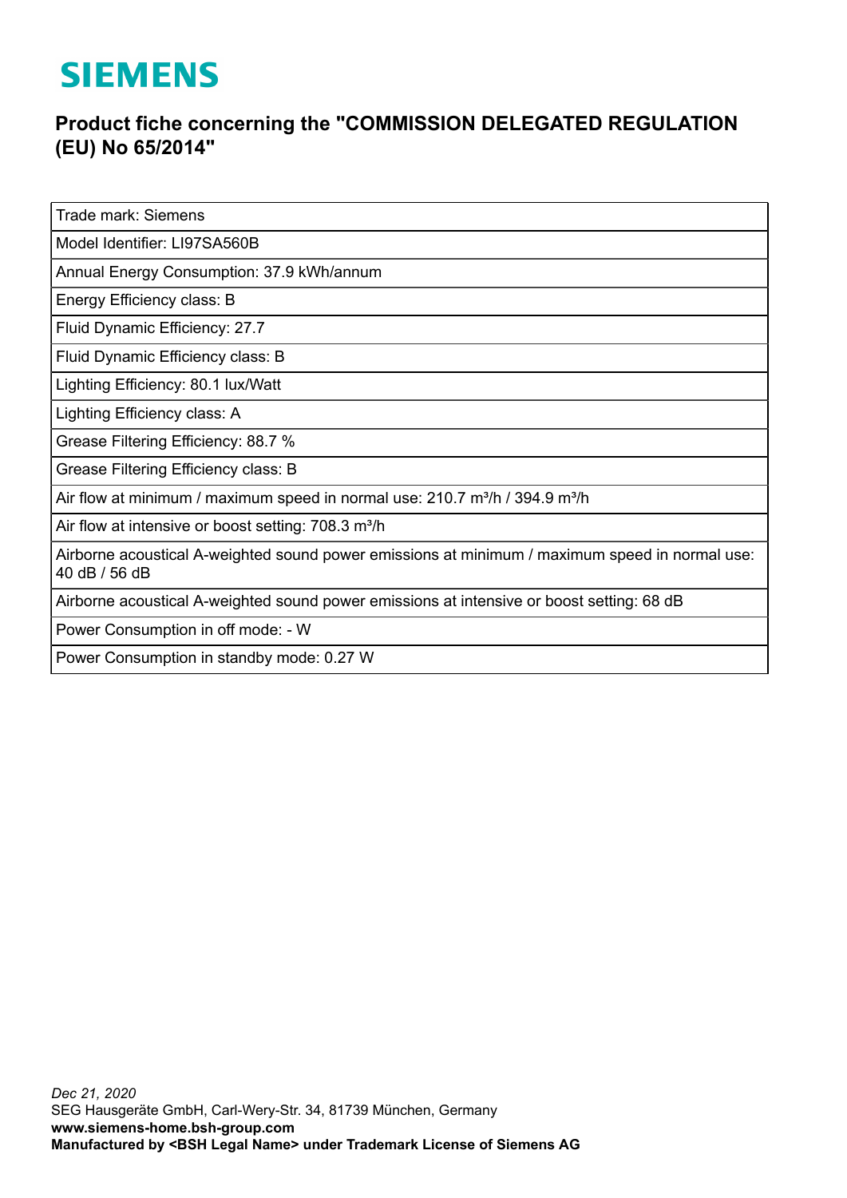# SIEMENS

## Product fiche concerning the "COMMISSION DELEGATED REGULATION (EU) No 65/2014"

| Trade mark: Siemens |
|---|
| Model Identifier: LI97SA560B |
| Annual Energy Consumption: 37.9 kWh/annum |
| Energy Efficiency class: B |
| Fluid Dynamic Efficiency: 27.7 |
| Fluid Dynamic Efficiency class: B |
| Lighting Efficiency: 80.1 lux/Watt |
| Lighting Efficiency class: A |
| Grease Filtering Efficiency: 88.7 % |
| Grease Filtering Efficiency class: B |
| Air flow at minimum / maximum speed in normal use: 210.7 m³/h / 394.9 m³/h |
| Air flow at intensive or boost setting: 708.3 m³/h |
| Airborne acoustical A-weighted sound power emissions at minimum / maximum speed in normal use: 40 dB / 56 dB |
| Airborne acoustical A-weighted sound power emissions at intensive or boost setting: 68 dB |
| Power Consumption in off mode: - W |
| Power Consumption in standby mode: 0.27 W |

*Dec 21, 2020*
SEG Hausgeräte GmbH, Carl-Wery-Str. 34, 81739 München, Germany
**www.siemens-home.bsh-group.com**
**Manufactured by <BSH Legal Name> under Trademark License of Siemens AG**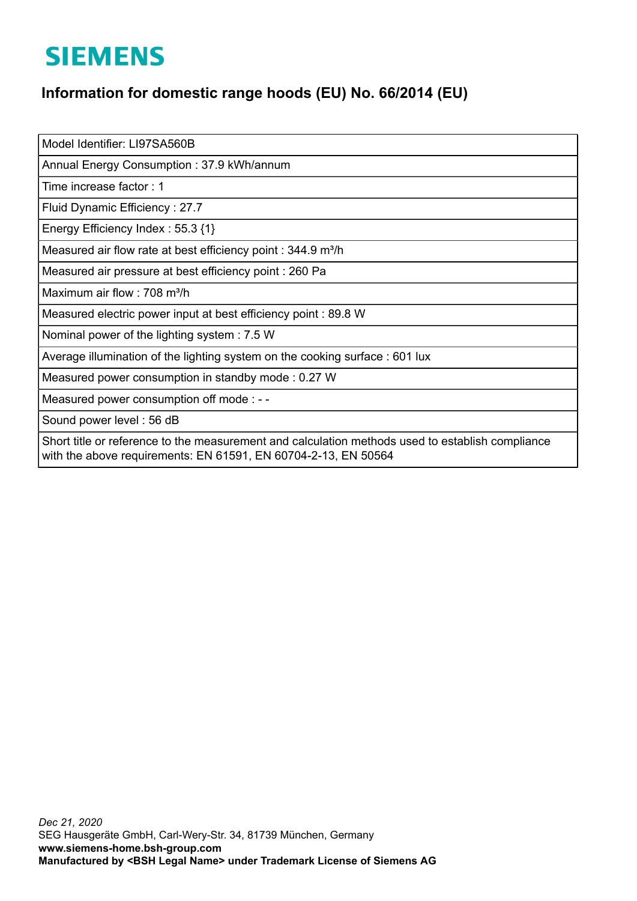SIEMENS

## Information for domestic range hoods (EU) No. 66/2014 (EU)

| |
|---|
| Model Identifier: LI97SA560B |
| Annual Energy Consumption : 37.9 kWh/annum |
| Time increase factor : 1 |
| Fluid Dynamic Efficiency : 27.7 |
| Energy Efficiency Index : 55.3 {1} |
| Measured air flow rate at best efficiency point : 344.9 m³/h |
| Measured air pressure at best efficiency point : 260 Pa |
| Maximum air flow : 708 m³/h |
| Measured electric power input at best efficiency point : 89.8 W |
| Nominal power of the lighting system : 7.5 W |
| Average illumination of the lighting system on the cooking surface : 601 lux |
| Measured power consumption in standby mode : 0.27 W |
| Measured power consumption off mode : - - |
| Sound power level : 56 dB |
| Short title or reference to the measurement and calculation methods used to establish compliance with the above requirements: EN 61591, EN 60704-2-13, EN 50564 |

*Dec 21, 2020*
SEG Hausgeräte GmbH, Carl-Wery-Str. 34, 81739 München, Germany
**www.siemens-home.bsh-group.com**
**Manufactured by <BSH Legal Name> under Trademark License of Siemens AG**